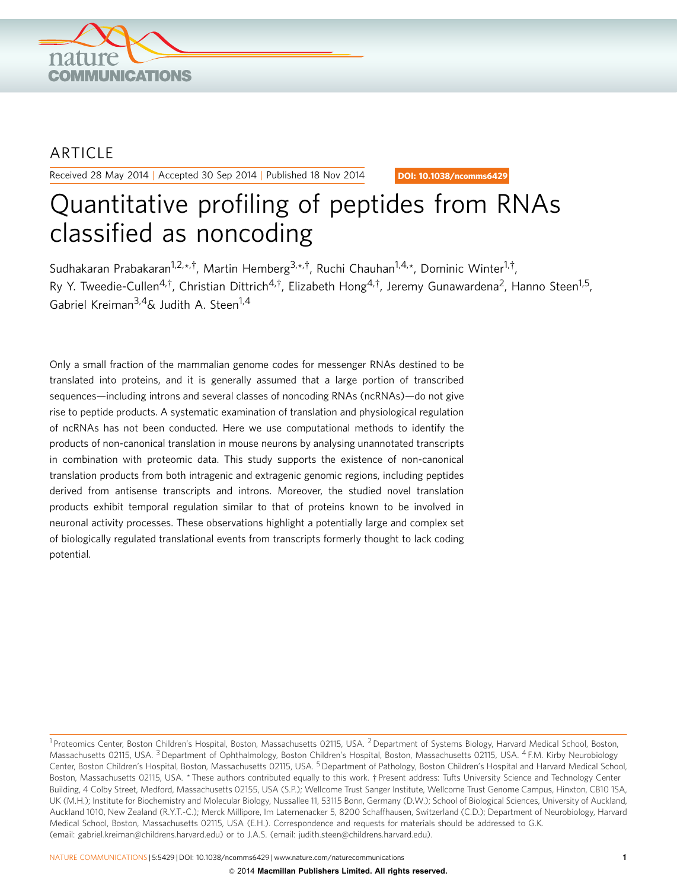ARTICLE

Received 28 May 2014 | Accepted 30 Sep 2014 | Published 18 Nov 2014

DOI: 10.1038/ncomms6429

# Quantitative profiling of peptides from RNAs classified as noncoding

Sudhakaran Prabakaran[1,2,*,†], Martin Hemberg[3,*,†], Ruchi Chauhan[1,4,*], Dominic Winter[1,†], Ry Y. Tweedie-Cullen[4,†], Christian Dittrich[4,†], Elizabeth Hong[4,†], Jeremy Gunawardena[2], Hanno Steen[1,5], Gabriel Kreiman[3,4] & Judith A. Steen[1,4]

Only a small fraction of the mammalian genome codes for messenger RNAs destined to be translated into proteins, and it is generally assumed that a large portion of transcribed sequences—including introns and several classes of noncoding RNAs (ncRNAs)—do not give rise to peptide products. A systematic examination of translation and physiological regulation of ncRNAs has not been conducted. Here we use computational methods to identify the products of non-canonical translation in mouse neurons by analysing unannotated transcripts in combination with proteomic data. This study supports the existence of non-canonical translation products from both intragenic and extragenic genomic regions, including peptides derived from antisense transcripts and introns. Moreover, the studied novel translation products exhibit temporal regulation similar to that of proteins known to be involved in neuronal activity processes. These observations highlight a potentially large and complex set of biologically regulated translational events from transcripts formerly thought to lack coding potential.

---

[1] Proteomics Center, Boston Children's Hospital, Boston, Massachusetts 02115, USA. [2] Department of Systems Biology, Harvard Medical School, Boston, Massachusetts 02115, USA. [3] Department of Ophthalmology, Boston Children's Hospital, Boston, Massachusetts 02115, USA. [4] F.M. Kirby Neurobiology Center, Boston Children's Hospital, Boston, Massachusetts 02115, USA. [5] Department of Pathology, Boston Children's Hospital and Harvard Medical School, Boston, Massachusetts 02115, USA. * These authors contributed equally to this work. † Present address: Tufts University Science and Technology Center Building, 4 Colby Street, Medford, Massachusetts 02155, USA (S.P.); Wellcome Trust Sanger Institute, Wellcome Trust Genome Campus, Hinxton, CB10 1SA, UK (M.H.); Institute for Biochemistry and Molecular Biology, Nussallee 11, 53115 Bonn, Germany (D.W.); School of Biological Sciences, University of Auckland, Auckland 1010, New Zealand (R.Y.T.-C.); Merck Millipore, Im Laternenacker 5, 8200 Schaffhausen, Switzerland (C.D.); Department of Neurobiology, Harvard Medical School, Boston, Massachusetts 02115, USA (E.H.). Correspondence and requests for materials should be addressed to G.K. (email: gabriel.kreiman@childrens.harvard.edu) or to J.A.S. (email: judith.steen@childrens.harvard.edu).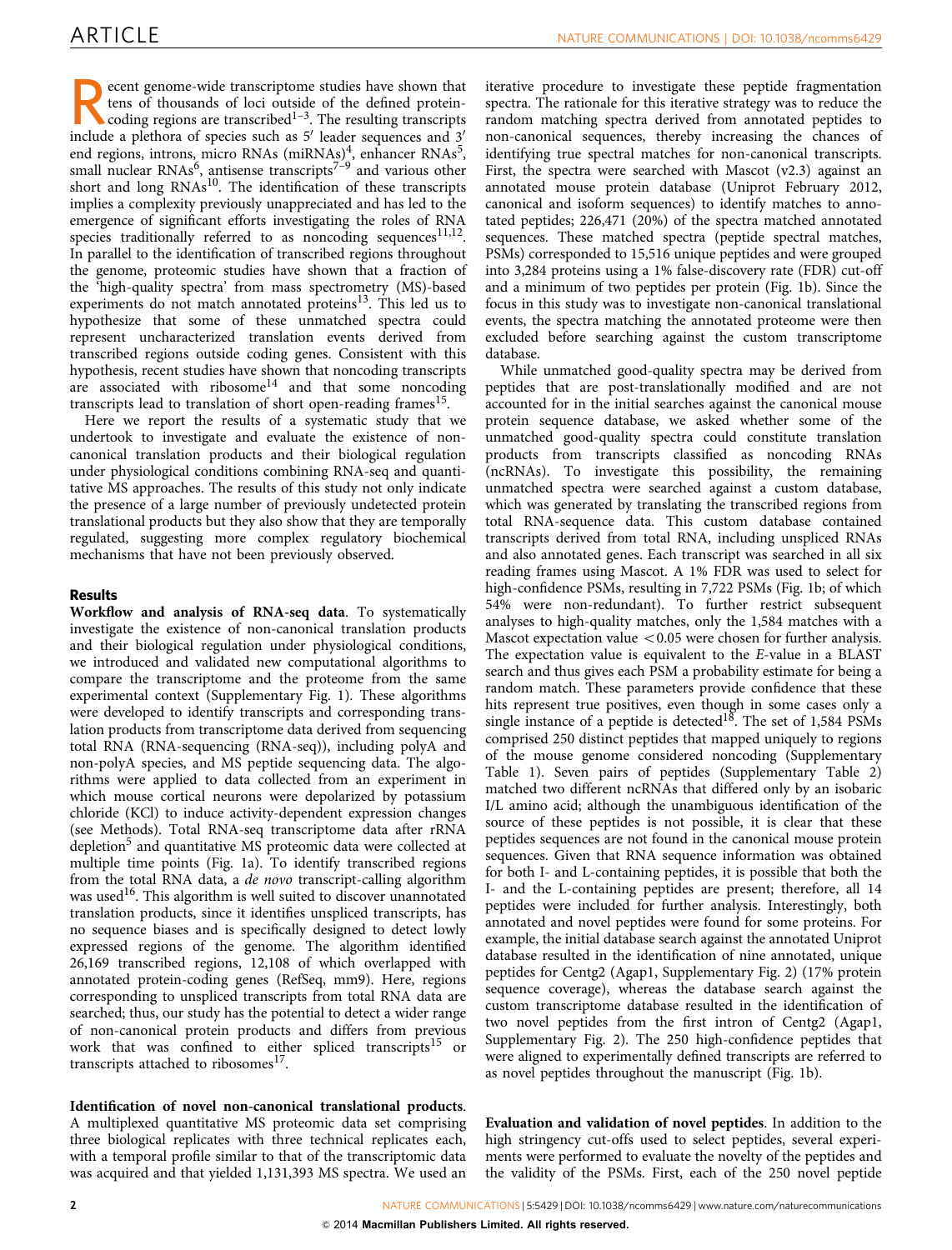Recent genome-wide transcriptome studies have shown that tens of thousands of loci outside of the defined protein-coding regions are transcribed[1–3]. The resulting transcripts include a plethora of species such as 5′ leader sequences and 3′ end regions, introns, micro RNAs (miRNAs)[4], enhancer RNAs[5], small nuclear RNAs[6], antisense transcripts[7–9] and various other short and long RNAs[10]. The identification of these transcripts implies a complexity previously unappreciated and has led to the emergence of significant efforts investigating the roles of RNA species traditionally referred to as noncoding sequences[11,12]. In parallel to the identification of transcribed regions throughout the genome, proteomic studies have shown that a fraction of the 'high-quality spectra' from mass spectrometry (MS)-based experiments do not match annotated proteins[13]. This led us to hypothesize that some of these unmatched spectra could represent uncharacterized translation events derived from transcribed regions outside coding genes. Consistent with this hypothesis, recent studies have shown that noncoding transcripts are associated with ribosome[14] and that some noncoding transcripts lead to translation of short open-reading frames[15].

Here we report the results of a systematic study that we undertook to investigate and evaluate the existence of non-canonical translation products and their biological regulation under physiological conditions combining RNA-seq and quantitative MS approaches. The results of this study not only indicate the presence of a large number of previously undetected protein translational products but they also show that they are temporally regulated, suggesting more complex regulatory biochemical mechanisms that have not been previously observed.

## Results

**Workflow and analysis of RNA-seq data**. To systematically investigate the existence of non-canonical translation products and their biological regulation under physiological conditions, we introduced and validated new computational algorithms to compare the transcriptome and the proteome from the same experimental context (Supplementary Fig. 1). These algorithms were developed to identify transcripts and corresponding translation products from transcriptome data derived from sequencing total RNA (RNA-sequencing (RNA-seq)), including polyA and non-polyA species, and MS peptide sequencing data. The algorithms were applied to data collected from an experiment in which mouse cortical neurons were depolarized by potassium chloride (KCl) to induce activity-dependent expression changes (see Methods). Total RNA-seq transcriptome data after rRNA depletion[5] and quantitative MS proteomic data were collected at multiple time points (Fig. 1a). To identify transcribed regions from the total RNA data, a *de novo* transcript-calling algorithm was used[16]. This algorithm is well suited to discover unannotated translation products, since it identifies unspliced transcripts, has no sequence biases and is specifically designed to detect lowly expressed regions of the genome. The algorithm identified 26,169 transcribed regions, 12,108 of which overlapped with annotated protein-coding genes (RefSeq, mm9). Here, regions corresponding to unspliced transcripts from total RNA data are searched; thus, our study has the potential to detect a wider range of non-canonical protein products and differs from previous work that was confined to either spliced transcripts[15] or transcripts attached to ribosomes[17].

**Identification of novel non-canonical translational products**. A multiplexed quantitative MS proteomic data set comprising three biological replicates with three technical replicates each, with a temporal profile similar to that of the transcriptomic data was acquired and that yielded 1,131,393 MS spectra. We used an iterative procedure to investigate these peptide fragmentation spectra. The rationale for this iterative strategy was to reduce the random matching spectra derived from annotated peptides to non-canonical sequences, thereby increasing the chances of identifying true spectral matches for non-canonical transcripts. First, the spectra were searched with Mascot (v2.3) against an annotated mouse protein database (Uniprot February 2012, canonical and isoform sequences) to identify matches to annotated peptides; 226,471 (20%) of the spectra matched annotated sequences. These matched spectra (peptide spectral matches, PSMs) corresponded to 15,516 unique peptides and were grouped into 3,284 proteins using a 1% false-discovery rate (FDR) cut-off and a minimum of two peptides per protein (Fig. 1b). Since the focus in this study was to investigate non-canonical translational events, the spectra matching the annotated proteome were then excluded before searching against the custom transcriptome database.

While unmatched good-quality spectra may be derived from peptides that are post-translationally modified and are not accounted for in the initial searches against the canonical mouse protein sequence database, we asked whether some of the unmatched good-quality spectra could constitute translation products from transcripts classified as noncoding RNAs (ncRNAs). To investigate this possibility, the remaining unmatched spectra were searched against a custom database, which was generated by translating the transcribed regions from total RNA-sequence data. This custom database contained transcripts derived from total RNA, including unspliced RNAs and also annotated genes. Each transcript was searched in all six reading frames using Mascot. A 1% FDR was used to select for high-confidence PSMs, resulting in 7,722 PSMs (Fig. 1b; of which 54% were non-redundant). To further restrict subsequent analyses to high-quality matches, only the 1,584 matches with a Mascot expectation value $<0.05$ were chosen for further analysis. The expectation value is equivalent to the *E*-value in a BLAST search and thus gives each PSM a probability estimate for being a random match. These parameters provide confidence that these hits represent true positives, even though in some cases only a single instance of a peptide is detected[18]. The set of 1,584 PSMs comprised 250 distinct peptides that mapped uniquely to regions of the mouse genome considered noncoding (Supplementary Table 1). Seven pairs of peptides (Supplementary Table 2) matched two different ncRNAs that differed only by an isobaric I/L amino acid; although the unambiguous identification of the source of these peptides is not possible, it is clear that these peptides sequences are not found in the canonical mouse protein sequences. Given that RNA sequence information was obtained for both I- and L-containing peptides, it is possible that both the I- and the L-containing peptides are present; therefore, all 14 peptides were included for further analysis. Interestingly, both annotated and novel peptides were found for some proteins. For example, the initial database search against the annotated Uniprot database resulted in the identification of nine annotated, unique peptides for Centg2 (Agap1, Supplementary Fig. 2) (17% protein sequence coverage), whereas the database search against the custom transcriptome database resulted in the identification of two novel peptides from the first intron of Centg2 (Agap1, Supplementary Fig. 2). The 250 high-confidence peptides that were aligned to experimentally defined transcripts are referred to as novel peptides throughout the manuscript (Fig. 1b).

**Evaluation and validation of novel peptides**. In addition to the high stringency cut-offs used to select peptides, several experiments were performed to evaluate the novelty of the peptides and the validity of the PSMs. First, each of the 250 novel peptide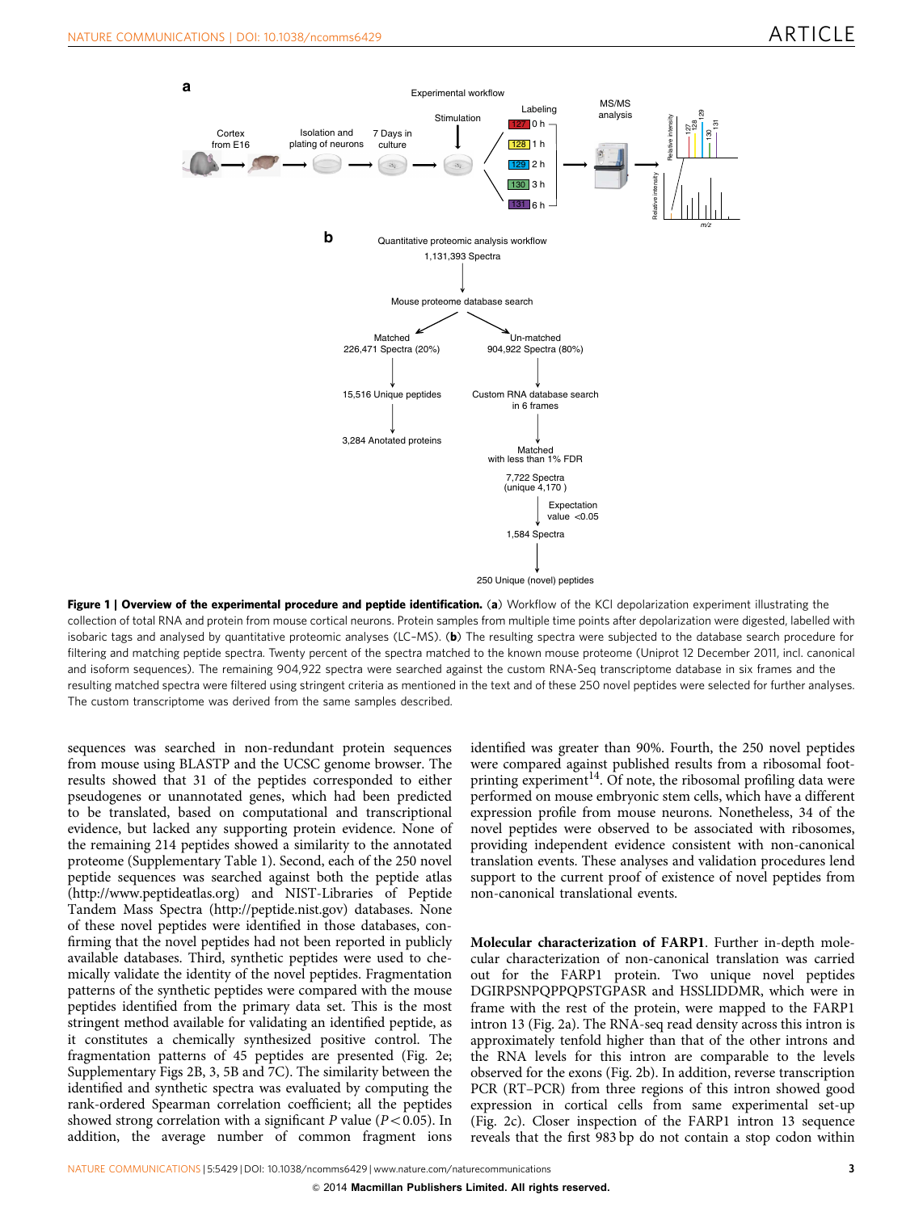**Figure 1 | Overview of the experimental procedure and peptide identification.** (**a**) Workflow of the KCl depolarization experiment illustrating the collection of total RNA and protein from mouse cortical neurons. Protein samples from multiple time points after depolarization were digested, labelled with isobaric tags and analysed by quantitative proteomic analyses (LC–MS). (**b**) The resulting spectra were subjected to the database search procedure for filtering and matching peptide spectra. Twenty percent of the spectra matched to the known mouse proteome (Uniprot 12 December 2011, incl. canonical and isoform sequences). The remaining 904,922 spectra were searched against the custom RNA-Seq transcriptome database in six frames and the resulting matched spectra were filtered using stringent criteria as mentioned in the text and of these 250 novel peptides were selected for further analyses. The custom transcriptome was derived from the same samples described.

sequences was searched in non-redundant protein sequences from mouse using BLASTP and the UCSC genome browser. The results showed that 31 of the peptides corresponded to either pseudogenes or unannotated genes, which had been predicted to be translated, based on computational and transcriptional evidence, but lacked any supporting protein evidence. None of the remaining 214 peptides showed a similarity to the annotated proteome (Supplementary Table 1). Second, each of the 250 novel peptide sequences was searched against both the peptide atlas (http://www.peptideatlas.org) and NIST-Libraries of Peptide Tandem Mass Spectra (http://peptide.nist.gov) databases. None of these novel peptides were identified in those databases, confirming that the novel peptides had not been reported in publicly available databases. Third, synthetic peptides were used to chemically validate the identity of the novel peptides. Fragmentation patterns of the synthetic peptides were compared with the mouse peptides identified from the primary data set. This is the most stringent method available for validating an identified peptide, as it constitutes a chemically synthesized positive control. The fragmentation patterns of 45 peptides are presented (Fig. 2e; Supplementary Figs 2B, 3, 5B and 7C). The similarity between the identified and synthetic spectra was evaluated by computing the rank-ordered Spearman correlation coefficient; all the peptides showed strong correlation with a significant $P$ value ($P<0.05$). In addition, the average number of common fragment ions identified was greater than 90%. Fourth, the 250 novel peptides were compared against published results from a ribosomal footprinting experiment[14]. Of note, the ribosomal profiling data were performed on mouse embryonic stem cells, which have a different expression profile from mouse neurons. Nonetheless, 34 of the novel peptides were observed to be associated with ribosomes, providing independent evidence consistent with non-canonical translation events. These analyses and validation procedures lend support to the current proof of existence of novel peptides from non-canonical translational events.

**Molecular characterization of FARP1.** Further in-depth molecular characterization of non-canonical translation was carried out for the FARP1 protein. Two unique novel peptides DGIRPSNPQPPQPSTGPASR and HSSLIDDMR, which were in frame with the rest of the protein, were mapped to the FARP1 intron 13 (Fig. 2a). The RNA-seq read density across this intron is approximately tenfold higher than that of the other introns and the RNA levels for this intron are comparable to the levels observed for the exons (Fig. 2b). In addition, reverse transcription PCR (RT–PCR) from three regions of this intron showed good expression in cortical cells from same experimental set-up (Fig. 2c). Closer inspection of the FARP1 intron 13 sequence reveals that the first 983 bp do not contain a stop codon within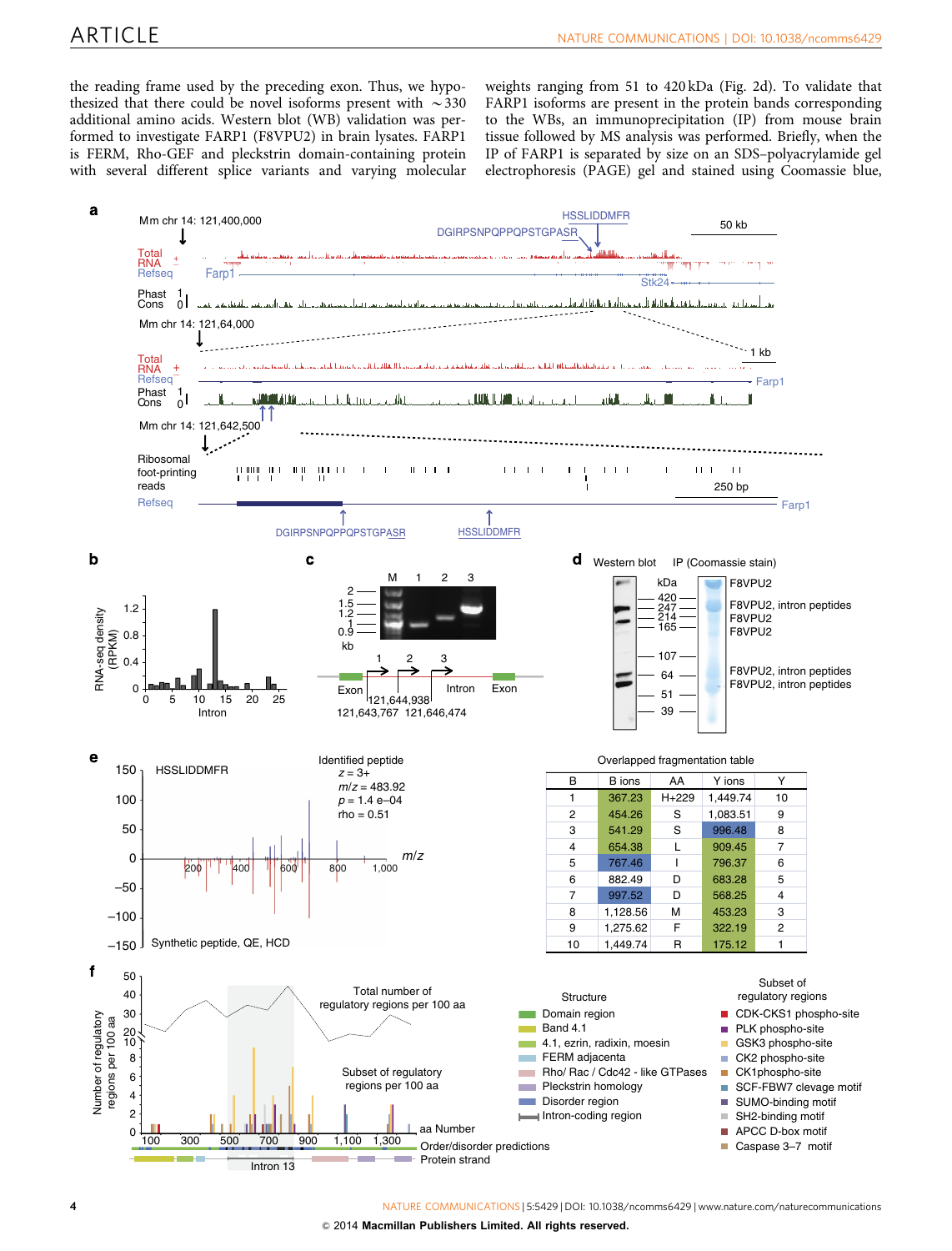the reading frame used by the preceding exon. Thus, we hypothesized that there could be novel isoforms present with ~330 additional amino acids. Western blot (WB) validation was performed to investigate FARP1 (F8VPU2) in brain lysates. FARP1 is FERM, Rho-GEF and pleckstrin domain-containing protein with several different splice variants and varying molecular weights ranging from 51 to 420 kDa (Fig. 2d). To validate that FARP1 isoforms are present in the protein bands corresponding to the WBs, an immunoprecipitation (IP) from mouse brain tissue followed by MS analysis was performed. Briefly, when the IP of FARP1 is separated by size on an SDS–polyacrylamide gel electrophoresis (PAGE) gel and stained using Coomassie blue,

Overlapped fragmentation table

| B | B ions | AA | Y ions | Y |
|---|---|---|---|---|
| 1 | 367.23 | H+229 | 1,449.74 | 10 |
| 2 | 454.26 | S | 1,083.51 | 9 |
| 3 | 541.29 | S | 996.48 | 8 |
| 4 | 654.38 | L | 909.45 | 7 |
| 5 | 767.46 | I | 796.37 | 6 |
| 6 | 882.49 | D | 683.28 | 5 |
| 7 | 997.52 | D | 568.25 | 4 |
| 8 | 1,128.56 | M | 453.23 | 3 |
| 9 | 1,275.62 | F | 322.19 | 2 |
| 10 | 1,449.74 | R | 175.12 | 1 |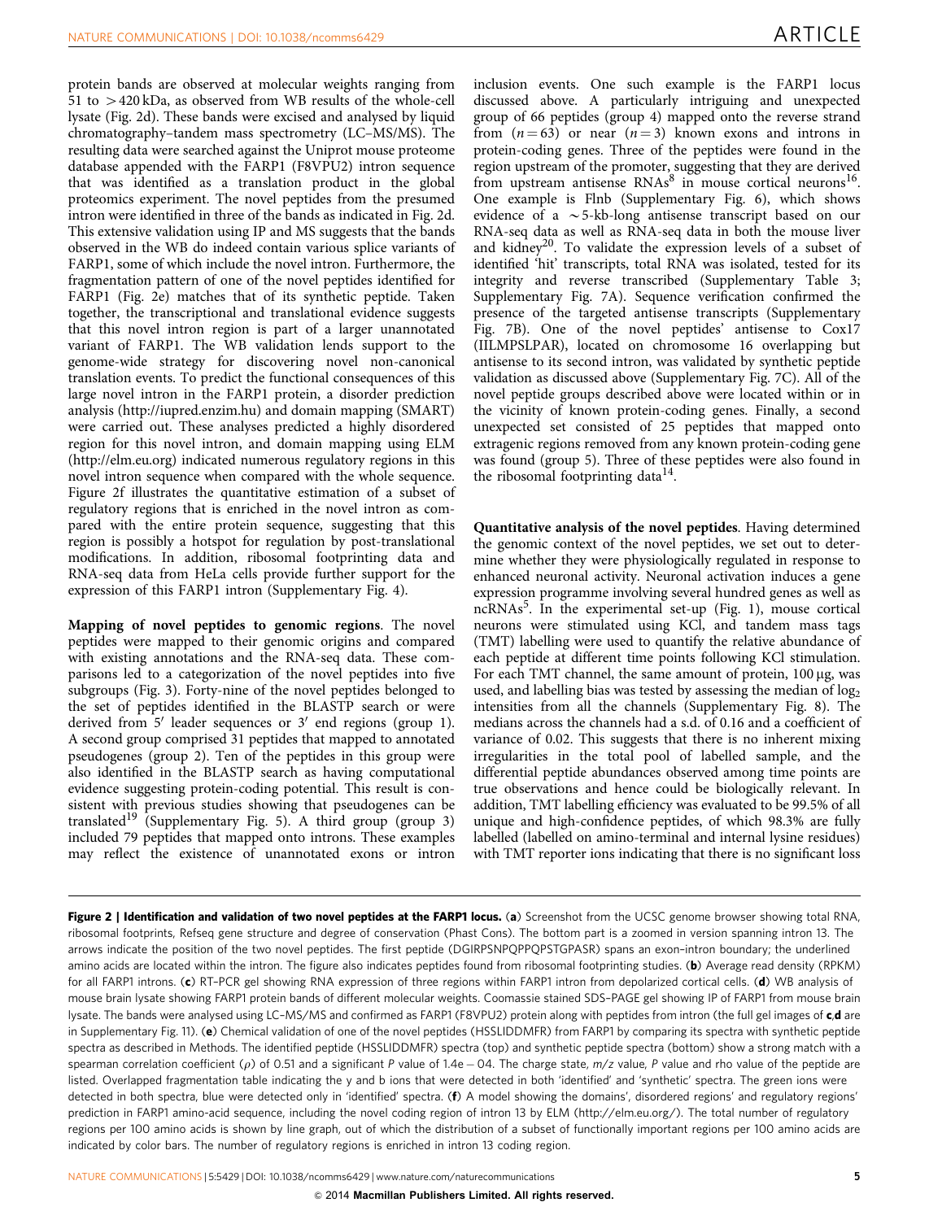protein bands are observed at molecular weights ranging from 51 to >420 kDa, as observed from WB results of the whole-cell lysate (Fig. 2d). These bands were excised and analysed by liquid chromatography–tandem mass spectrometry (LC–MS/MS). The resulting data were searched against the Uniprot mouse proteome database appended with the FARP1 (F8VPU2) intron sequence that was identified as a translation product in the global proteomics experiment. The novel peptides from the presumed intron were identified in three of the bands as indicated in Fig. 2d. This extensive validation using IP and MS suggests that the bands observed in the WB do indeed contain various splice variants of FARP1, some of which include the novel intron. Furthermore, the fragmentation pattern of one of the novel peptides identified for FARP1 (Fig. 2e) matches that of its synthetic peptide. Taken together, the transcriptional and translational evidence suggests that this novel intron region is part of a larger unannotated variant of FARP1. The WB validation lends support to the genome-wide strategy for discovering novel non-canonical translation events. To predict the functional consequences of this large novel intron in the FARP1 protein, a disorder prediction analysis (http://iupred.enzim.hu) and domain mapping (SMART) were carried out. These analyses predicted a highly disordered region for this novel intron, and domain mapping using ELM (http://elm.eu.org) indicated numerous regulatory regions in this novel intron sequence when compared with the whole sequence. Figure 2f illustrates the quantitative estimation of a subset of regulatory regions that is enriched in the novel intron as compared with the entire protein sequence, suggesting that this region is possibly a hotspot for regulation by post-translational modifications. In addition, ribosomal footprinting data and RNA-seq data from HeLa cells provide further support for the expression of this FARP1 intron (Supplementary Fig. 4).

**Mapping of novel peptides to genomic regions**. The novel peptides were mapped to their genomic origins and compared with existing annotations and the RNA-seq data. These comparisons led to a categorization of the novel peptides into five subgroups (Fig. 3). Forty-nine of the novel peptides belonged to the set of peptides identified in the BLASTP search or were derived from 5′ leader sequences or 3′ end regions (group 1). A second group comprised 31 peptides that mapped to annotated pseudogenes (group 2). Ten of the peptides in this group were also identified in the BLASTP search as having computational evidence suggesting protein-coding potential. This result is consistent with previous studies showing that pseudogenes can be translated[19] (Supplementary Fig. 5). A third group (group 3) included 79 peptides that mapped onto introns. These examples may reflect the existence of unannotated exons or intron inclusion events. One such example is the FARP1 locus discussed above. A particularly intriguing and unexpected group of 66 peptides (group 4) mapped onto the reverse strand from ($n=63$) or near ($n=3$) known exons and introns in protein-coding genes. Three of the peptides were found in the region upstream of the promoter, suggesting that they are derived from upstream antisense RNAs[8] in mouse cortical neurons[16]. One example is Flnb (Supplementary Fig. 6), which shows evidence of a ~5-kb-long antisense transcript based on our RNA-seq data as well as RNA-seq data in both the mouse liver and kidney[20]. To validate the expression levels of a subset of identified 'hit' transcripts, total RNA was isolated, tested for its integrity and reverse transcribed (Supplementary Table 3; Supplementary Fig. 7A). Sequence verification confirmed the presence of the targeted antisense transcripts (Supplementary Fig. 7B). One of the novel peptides' antisense to Cox17 (IILMPSLPAR), located on chromosome 16 overlapping but antisense to its second intron, was validated by synthetic peptide validation as discussed above (Supplementary Fig. 7C). All of the novel peptide groups described above were located within or in the vicinity of known protein-coding genes. Finally, a second unexpected set consisted of 25 peptides that mapped onto extragenic regions removed from any known protein-coding gene was found (group 5). Three of these peptides were also found in the ribosomal footprinting data[14].

**Quantitative analysis of the novel peptides**. Having determined the genomic context of the novel peptides, we set out to determine whether they were physiologically regulated in response to enhanced neuronal activity. Neuronal activation induces a gene expression programme involving several hundred genes as well as ncRNAs[5]. In the experimental set-up (Fig. 1), mouse cortical neurons were stimulated using KCl, and tandem mass tags (TMT) labelling were used to quantify the relative abundance of each peptide at different time points following KCl stimulation. For each TMT channel, the same amount of protein, 100 μg, was used, and labelling bias was tested by assessing the median of $\log_2$ intensities from all the channels (Supplementary Fig. 8). The medians across the channels had a s.d. of 0.16 and a coefficient of variance of 0.02. This suggests that there is no inherent mixing irregularities in the total pool of labelled sample, and the differential peptide abundances observed among time points are true observations and hence could be biologically relevant. In addition, TMT labelling efficiency was evaluated to be 99.5% of all unique and high-confidence peptides, of which 98.3% are fully labelled (labelled on amino-terminal and internal lysine residues) with TMT reporter ions indicating that there is no significant loss

**Figure 2 | Identification and validation of two novel peptides at the FARP1 locus.** (**a**) Screenshot from the UCSC genome browser showing total RNA, ribosomal footprints, Refseq gene structure and degree of conservation (Phast Cons). The bottom part is a zoomed in version spanning intron 13. The arrows indicate the position of the two novel peptides. The first peptide (DGIRPSNPQPPQPSTGPASR) spans an exon–intron boundary; the underlined amino acids are located within the intron. The figure also indicates peptides found from ribosomal footprinting studies. (**b**) Average read density (RPKM) for all FARP1 introns. (**c**) RT–PCR gel showing RNA expression of three regions within FARP1 intron from depolarized cortical cells. (**d**) WB analysis of mouse brain lysate showing FARP1 protein bands of different molecular weights. Coomassie stained SDS–PAGE gel showing IP of FARP1 from mouse brain lysate. The bands were analysed using LC–MS/MS and confirmed as FARP1 (F8VPU2) protein along with peptides from intron (the full gel images of **c**,**d** are in Supplementary Fig. 11). (**e**) Chemical validation of one of the novel peptides (HSSLIDDMFR) from FARP1 by comparing its spectra with synthetic peptide spectra as described in Methods. The identified peptide (HSSLIDDMFR) spectra (top) and synthetic peptide spectra (bottom) show a strong match with a spearman correlation coefficient ($\rho$) of 0.51 and a significant $P$ value of 1.4e − 04. The charge state, $m/z$ value, $P$ value and rho value of the peptide are listed. Overlapped fragmentation table indicating the y and b ions that were detected in both 'identified' and 'synthetic' spectra. The green ions were detected in both spectra, blue were detected only in 'identified' spectra. (**f**) A model showing the domains', disordered regions' and regulatory regions' prediction in FARP1 amino-acid sequence, including the novel coding region of intron 13 by ELM (http://elm.eu.org/). The total number of regulatory regions per 100 amino acids is shown by line graph, out of which the distribution of a subset of functionally important regions per 100 amino acids are indicated by color bars. The number of regulatory regions is enriched in intron 13 coding region.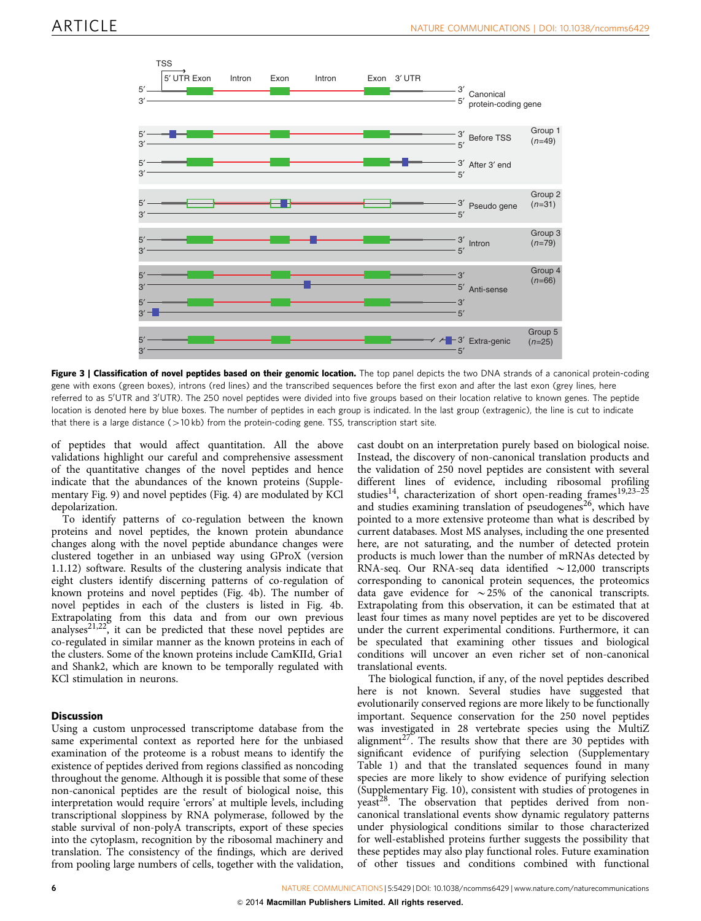**Figure 3 | Classification of novel peptides based on their genomic location.** The top panel depicts the two DNA strands of a canonical protein-coding gene with exons (green boxes), introns (red lines) and the transcribed sequences before the first exon and after the last exon (grey lines, here referred to as 5′UTR and 3′UTR). The 250 novel peptides were divided into five groups based on their location relative to known genes. The peptide location is denoted here by blue boxes. The number of peptides in each group is indicated. In the last group (extragenic), the line is cut to indicate that there is a large distance (>10 kb) from the protein-coding gene. TSS, transcription start site.

of peptides that would affect quantitation. All the above validations highlight our careful and comprehensive assessment of the quantitative changes of the novel peptides and hence indicate that the abundances of the known proteins (Supplementary Fig. 9) and novel peptides (Fig. 4) are modulated by KCl depolarization.

To identify patterns of co-regulation between the known proteins and novel peptides, the known protein abundance changes along with the novel peptide abundance changes were clustered together in an unbiased way using GProX (version 1.1.12) software. Results of the clustering analysis indicate that eight clusters identify discerning patterns of co-regulation of known proteins and novel peptides (Fig. 4b). The number of novel peptides in each of the clusters is listed in Fig. 4b. Extrapolating from this data and from our own previous analyses[21,22], it can be predicted that these novel peptides are co-regulated in similar manner as the known proteins in each of the clusters. Some of the known proteins include CamKIId, Gria1 and Shank2, which are known to be temporally regulated with KCl stimulation in neurons.

## Discussion

Using a custom unprocessed transcriptome database from the same experimental context as reported here for the unbiased examination of the proteome is a robust means to identify the existence of peptides derived from regions classified as noncoding throughout the genome. Although it is possible that some of these non-canonical peptides are the result of biological noise, this interpretation would require 'errors' at multiple levels, including transcriptional sloppiness by RNA polymerase, followed by the stable survival of non-polyA transcripts, export of these species into the cytoplasm, recognition by the ribosomal machinery and translation. The consistency of the findings, which are derived from pooling large numbers of cells, together with the validation, cast doubt on an interpretation purely based on biological noise. Instead, the discovery of non-canonical translation products and the validation of 250 novel peptides are consistent with several different lines of evidence, including ribosomal profiling studies[14], characterization of short open-reading frames[19,23–25] and studies examining translation of pseudogenes[26], which have pointed to a more extensive proteome than what is described by current databases. Most MS analyses, including the one presented here, are not saturating, and the number of detected protein products is much lower than the number of mRNAs detected by RNA-seq. Our RNA-seq data identified ~12,000 transcripts corresponding to canonical protein sequences, the proteomics data gave evidence for ~25% of the canonical transcripts. Extrapolating from this observation, it can be estimated that at least four times as many novel peptides are yet to be discovered under the current experimental conditions. Furthermore, it can be speculated that examining other tissues and biological conditions will uncover an even richer set of non-canonical translational events.

The biological function, if any, of the novel peptides described here is not known. Several studies have suggested that evolutionarily conserved regions are more likely to be functionally important. Sequence conservation for the 250 novel peptides was investigated in 28 vertebrate species using the MultiZ alignment[27]. The results show that there are 30 peptides with significant evidence of purifying selection (Supplementary Table 1) and that the translated sequences found in many species are more likely to show evidence of purifying selection (Supplementary Fig. 10), consistent with studies of protogenes in yeast[28]. The observation that peptides derived from non-canonical translational events show dynamic regulatory patterns under physiological conditions similar to those characterized for well-established proteins further suggests the possibility that these peptides may also play functional roles. Future examination of other tissues and conditions combined with functional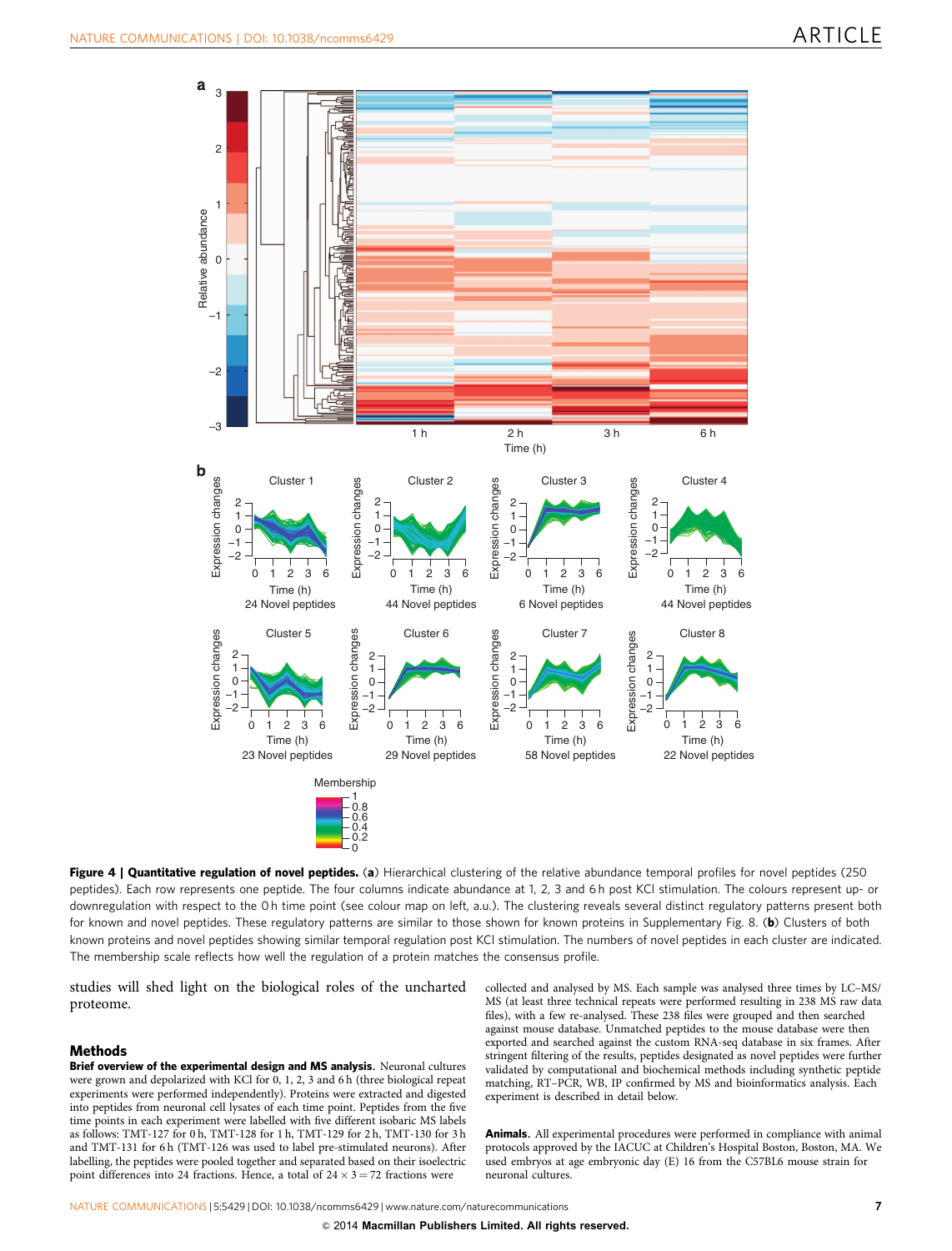**Figure 4 | Quantitative regulation of novel peptides.** (**a**) Hierarchical clustering of the relative abundance temporal profiles for novel peptides (250 peptides). Each row represents one peptide. The four columns indicate abundance at 1, 2, 3 and 6 h post KCl stimulation. The colours represent up- or downregulation with respect to the 0 h time point (see colour map on left, a.u.). The clustering reveals several distinct regulatory patterns present both for known and novel peptides. These regulatory patterns are similar to those shown for known proteins in Supplementary Fig. 8. (**b**) Clusters of both known proteins and novel peptides showing similar temporal regulation post KCl stimulation. The numbers of novel peptides in each cluster are indicated. The membership scale reflects how well the regulation of a protein matches the consensus profile.

studies will shed light on the biological roles of the uncharted proteome.

## Methods

**Brief overview of the experimental design and MS analysis.** Neuronal cultures were grown and depolarized with KCl for 0, 1, 2, 3 and 6 h (three biological repeat experiments were performed independently). Proteins were extracted and digested into peptides from neuronal cell lysates of each time point. Peptides from the five time points in each experiment were labelled with five different isobaric MS labels as follows: TMT-127 for 0 h, TMT-128 for 1 h, TMT-129 for 2 h, TMT-130 for 3 h and TMT-131 for 6 h (TMT-126 was used to label pre-stimulated neurons). After labelling, the peptides were pooled together and separated based on their isoelectric point differences into 24 fractions. Hence, a total of $24 \times 3 = 72$ fractions were collected and analysed by MS. Each sample was analysed three times by LC–MS/MS (at least three technical repeats were performed resulting in 238 MS raw data files), with a few re-analysed. These 238 files were grouped and then searched against mouse database. Unmatched peptides to the mouse database were then exported and searched against the custom RNA-seq database in six frames. After stringent filtering of the results, peptides designated as novel peptides were further validated by computational and biochemical methods including synthetic peptide matching, RT–PCR, WB, IP confirmed by MS and bioinformatics analysis. Each experiment is described in detail below.

**Animals.** All experimental procedures were performed in compliance with animal protocols approved by the IACUC at Children's Hospital Boston, Boston, MA. We used embryos at age embryonic day (E) 16 from the C57BL6 mouse strain for neuronal cultures.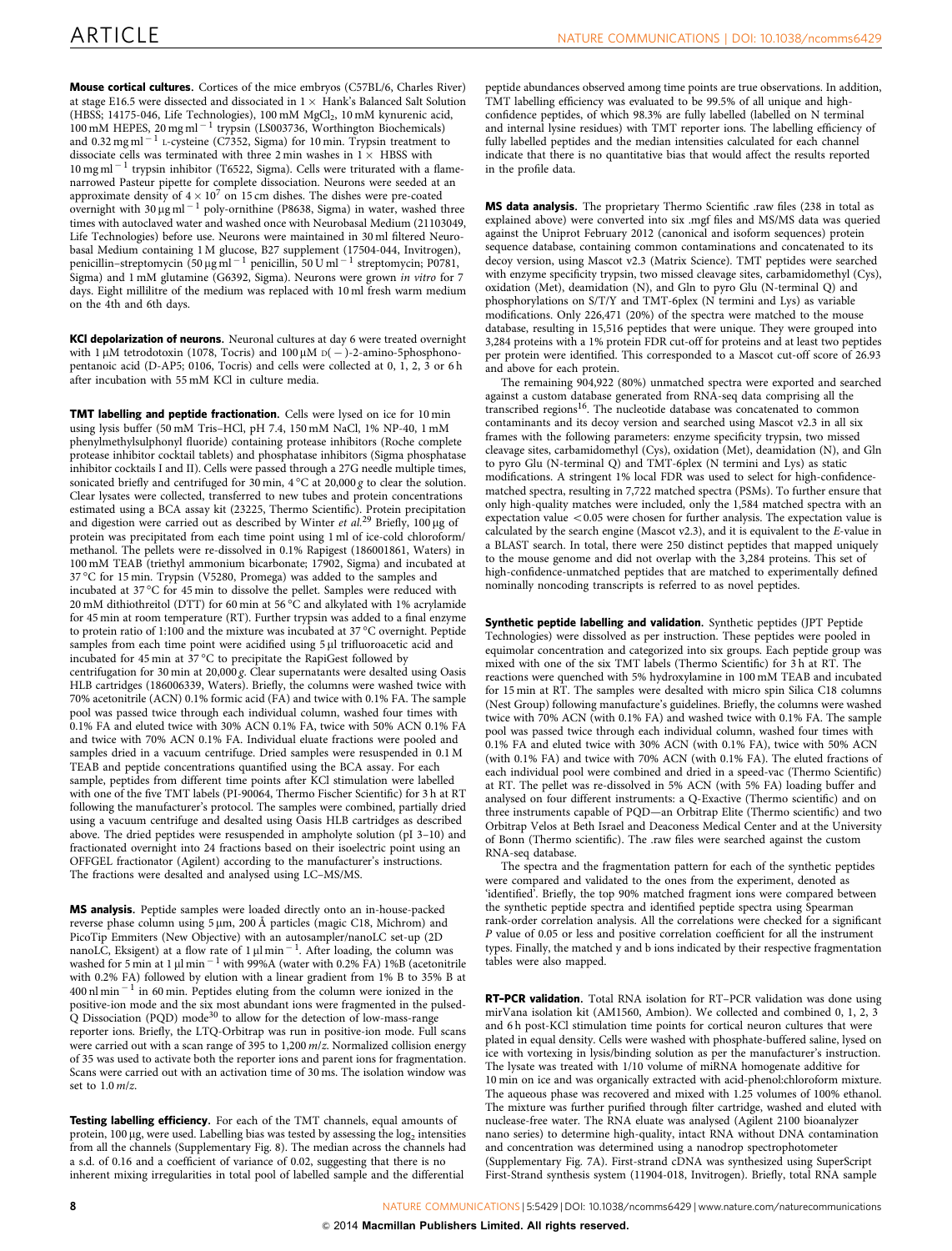**Mouse cortical cultures.** Cortices of the mice embryos (C57BL/6, Charles River) at stage E16.5 were dissected and dissociated in 1× Hank's Balanced Salt Solution (HBSS; 14175-046, Life Technologies), 100 mM $MgCl_2$, 10 mM kynurenic acid, 100 mM HEPES, 20 mg ml$^{-1}$ trypsin (LS003736, Worthington Biochemicals) and 0.32 mg ml$^{-1}$ L-cysteine (C7352, Sigma) for 10 min. Trypsin treatment to dissociate cells was terminated with three 2 min washes in 1× HBSS with 10 mg ml$^{-1}$ trypsin inhibitor (T6522, Sigma). Cells were triturated with a flame-narrowed Pasteur pipette for complete dissociation. Neurons were seeded at an approximate density of $4 \times 10^7$ on 15 cm dishes. The dishes were pre-coated overnight with 30 μg ml$^{-1}$ poly-ornithine (P8638, Sigma) in water, washed three times with autoclaved water and washed once with Neurobasal Medium (21103049, Life Technologies) before use. Neurons were maintained in 30 ml filtered Neurobasal Medium containing 1 M glucose, B27 supplement (17504-044, Invitrogen), penicillin–streptomycin (50 μg ml$^{-1}$ penicillin, 50 U ml$^{-1}$ streptomycin; P0781, Sigma) and 1 mM glutamine (G6392, Sigma). Neurons were grown *in vitro* for 7 days. Eight millilitre of the medium was replaced with 10 ml fresh warm medium on the 4th and 6th days.

**KCl depolarization of neurons.** Neuronal cultures at day 6 were treated overnight with 1 μM tetrodotoxin (1078, Tocris) and 100 μM D(−)-2-amino-5phosphonopentanoic acid (D-AP5; 0106, Tocris) and cells were collected at 0, 1, 2, 3 or 6 h after incubation with 55 mM KCl in culture media.

**TMT labelling and peptide fractionation.** Cells were lysed on ice for 10 min using lysis buffer (50 mM Tris–HCl, pH 7.4, 150 mM NaCl, 1% NP-40, 1 mM phenylmethylsulphonyl fluoride) containing protease inhibitors (Roche complete protease inhibitor cocktail tablets) and phosphatase inhibitors (Sigma phosphatase inhibitor cocktails I and II). Cells were passed through a 27G needle multiple times, sonicated briefly and centrifuged for 30 min, 4 °C at 20,000 *g* to clear the solution. Clear lysates were collected, transferred to new tubes and protein concentrations estimated using a BCA assay kit (23225, Thermo Scientific). Protein precipitation and digestion were carried out as described by Winter *et al.*[29] Briefly, 100 μg of protein was precipitated from each time point using 1 ml of ice-cold chloroform/methanol. The pellets were re-dissolved in 0.1% Rapigest (186001861, Waters) in 100 mM TEAB (triethyl ammonium bicarbonate; 17902, Sigma) and incubated at 37 °C for 15 min. Trypsin (V5280, Promega) was added to the samples and incubated at 37 °C for 45 min to dissolve the pellet. Samples were reduced with 20 mM dithiothreitol (DTT) for 60 min at 56 °C and alkylated with 1% acrylamide for 45 min at room temperature (RT). Further trypsin was added to a final enzyme to protein ratio of 1:100 and the mixture was incubated at 37 °C overnight. Peptide samples from each time point were acidified using 5 μl trifluoroacetic acid and incubated for 45 min at 37 °C to precipitate the RapiGest followed by centrifugation for 30 min at 20,000 *g*. Clear supernatants were desalted using Oasis HLB cartridges (186006339, Waters). Briefly, the columns were washed twice with 70% acetonitrile (ACN) 0.1% formic acid (FA) and twice with 0.1% FA. The sample pool was passed twice through each individual column, washed four times with 0.1% FA and eluted twice with 30% ACN 0.1% FA, twice with 50% ACN 0.1% FA and twice with 70% ACN 0.1% FA. Individual eluate fractions were pooled and samples dried in a vacuum centrifuge. Dried samples were resuspended in 0.1 M TEAB and peptide concentrations quantified using the BCA assay. For each sample, peptides from different time points after KCl stimulation were labelled with one of the five TMT labels (PI-90064, Thermo Fischer Scientific) for 3 h at RT following the manufacturer's protocol. The samples were combined, partially dried using a vacuum centrifuge and desalted using Oasis HLB cartridges as described above. The dried peptides were resuspended in ampholyte solution (pI 3–10) and fractionated overnight into 24 fractions based on their isoelectric point using an OFFGEL fractionator (Agilent) according to the manufacturer's instructions. The fractions were desalted and analysed using LC–MS/MS.

**MS analysis.** Peptide samples were loaded directly onto an in-house-packed reverse phase column using 5 μm, 200 Å particles (magic C18, Michrom) and PicoTip Emmiters (New Objective) with an autosampler/nanoLC set-up (2D nanoLC, Eksigent) at a flow rate of 1 μl min$^{-1}$. After loading, the column was washed for 5 min at 1 μl min$^{-1}$ with 99%A (water with 0.2% FA) 1%B (acetonitrile with 0.2% FA) followed by elution with a linear gradient from 1% B to 35% B at 400 nl min$^{-1}$ in 60 min. Peptides eluting from the column were ionized in the positive-ion mode and the six most abundant ions were fragmented in the pulsed-Q Dissociation (PQD) mode[30] to allow for the detection of low-mass-range reporter ions. Briefly, the LTQ-Orbitrap was run in positive-ion mode. Full scans were carried out with a scan range of 395 to 1,200 *m*/*z*. Normalized collision energy of 35 was used to activate both the reporter ions and parent ions for fragmentation. Scans were carried out with an activation time of 30 ms. The isolation window was set to 1.0 *m*/*z*.

**Testing labelling efficiency.** For each of the TMT channels, equal amounts of protein, 100 μg, were used. Labelling bias was tested by assessing the $\log_2$ intensities from all the channels (Supplementary Fig. 8). The median across the channels had a s.d. of 0.16 and a coefficient of variance of 0.02, suggesting that there is no inherent mixing irregularities in total pool of labelled sample and the differential peptide abundances observed among time points are true observations. In addition, TMT labelling efficiency was evaluated to be 99.5% of all unique and high-confidence peptides, of which 98.3% are fully labelled (labelled on N terminal and internal lysine residues) with TMT reporter ions. The labelling efficiency of fully labelled peptides and the median intensities calculated for each channel indicate that there is no quantitative bias that would affect the results reported in the profile data.

**MS data analysis.** The proprietary Thermo Scientific .raw files (238 in total as explained above) were converted into six .mgf files and MS/MS data was queried against the Uniprot February 2012 (canonical and isoform sequences) protein sequence database, containing common contaminations and concatenated to its decoy version, using Mascot v2.3 (Matrix Science). TMT peptides were searched with enzyme specificity trypsin, two missed cleavage sites, carbamidomethyl (Cys), oxidation (Met), deamidation (N), and Gln to pyro Glu (N-terminal Q) and phosphorylations on S/T/Y and TMT-6plex (N termini and Lys) as variable modifications. Only 226,471 (20%) of the spectra were matched to the mouse database, resulting in 15,516 peptides that were unique. They were grouped into 3,284 proteins with a 1% protein FDR cut-off for proteins and at least two peptides per protein were identified. This corresponded to a Mascot cut-off score of 26.93 and above for each protein.

The remaining 904,922 (80%) unmatched spectra were exported and searched against a custom database generated from RNA-seq data comprising all the transcribed regions[16]. The nucleotide database was concatenated to common contaminants and its decoy version and searched using Mascot v2.3 in all six frames with the following parameters: enzyme specificity trypsin, two missed cleavage sites, carbamidomethyl (Cys), oxidation (Met), deamidation (N), and Gln to pyro Glu (N-terminal Q) and TMT-6plex (N termini and Lys) as static modifications. A stringent 1% local FDR was used to select for high-confidence-matched spectra, resulting in 7,722 matched spectra (PSMs). To further ensure that only high-quality matches were included, only the 1,584 matched spectra with an expectation value <0.05 were chosen for further analysis. The expectation value is calculated by the search engine (Mascot v2.3), and it is equivalent to the *E*-value in a BLAST search. In total, there were 250 distinct peptides that mapped uniquely to the mouse genome and did not overlap with the 3,284 proteins. This set of high-confidence-unmatched peptides that are matched to experimentally defined nominally noncoding transcripts is referred to as novel peptides.

**Synthetic peptide labelling and validation.** Synthetic peptides (JPT Peptide Technologies) were dissolved as per instruction. These peptides were pooled in equimolar concentration and categorized into six groups. Each peptide group was mixed with one of the six TMT labels (Thermo Scientific) for 3 h at RT. The reactions were quenched with 5% hydroxylamine in 100 mM TEAB and incubated for 15 min at RT. The samples were desalted with micro spin Silica C18 columns (Nest Group) following manufacture's guidelines. Briefly, the columns were washed twice with 70% ACN (with 0.1% FA) and washed twice with 0.1% FA. The sample pool was passed twice through each individual column, washed four times with 0.1% FA and eluted twice with 30% ACN (with 0.1% FA), twice with 50% ACN (with 0.1% FA) and twice with 70% ACN (with 0.1% FA). The eluted fractions of each individual pool were combined and dried in a speed-vac (Thermo Scientific) at RT. The pellet was re-dissolved in 5% ACN (with 5% FA) loading buffer and analysed on four different instruments: a Q-Exactive (Thermo scientific) and on three instruments capable of PQD—an Orbitrap Elite (Thermo scientific) and two Orbitrap Velos at Beth Israel and Deaconess Medical Center and at the University of Bonn (Thermo scientific). The .raw files were searched against the custom RNA-seq database.

The spectra and the fragmentation pattern for each of the synthetic peptides were compared and validated to the ones from the experiment, denoted as 'identified'. Briefly, the top 90% matched fragment ions were compared between the synthetic peptide spectra and identified peptide spectra using Spearman rank-order correlation analysis. All the correlations were checked for a significant *P* value of 0.05 or less and positive correlation coefficient for all the instrument types. Finally, the matched y and b ions indicated by their respective fragmentation tables were also mapped.

**RT–PCR validation.** Total RNA isolation for RT–PCR validation was done using mirVana isolation kit (AM1560, Ambion). We collected and combined 0, 1, 2, 3 and 6 h post-KCl stimulation time points for cortical neuron cultures that were plated in equal density. Cells were washed with phosphate-buffered saline, lysed on ice with vortexing in lysis/binding solution as per the manufacturer's instruction. The lysate was treated with 1/10 volume of miRNA homogenate additive for 10 min on ice and was organically extracted with acid-phenol:chloroform mixture. The aqueous phase was recovered and mixed with 1.25 volumes of 100% ethanol. The mixture was further purified through filter cartridge, washed and eluted with nuclease-free water. The RNA eluate was analysed (Agilent 2100 bioanalyzer nano series) to determine high-quality, intact RNA without DNA contamination and concentration was determined using a nanodrop spectrophotometer (Supplementary Fig. 7A). First-strand cDNA was synthesized using SuperScript First-Strand synthesis system (11904-018, Invitrogen). Briefly, total RNA sample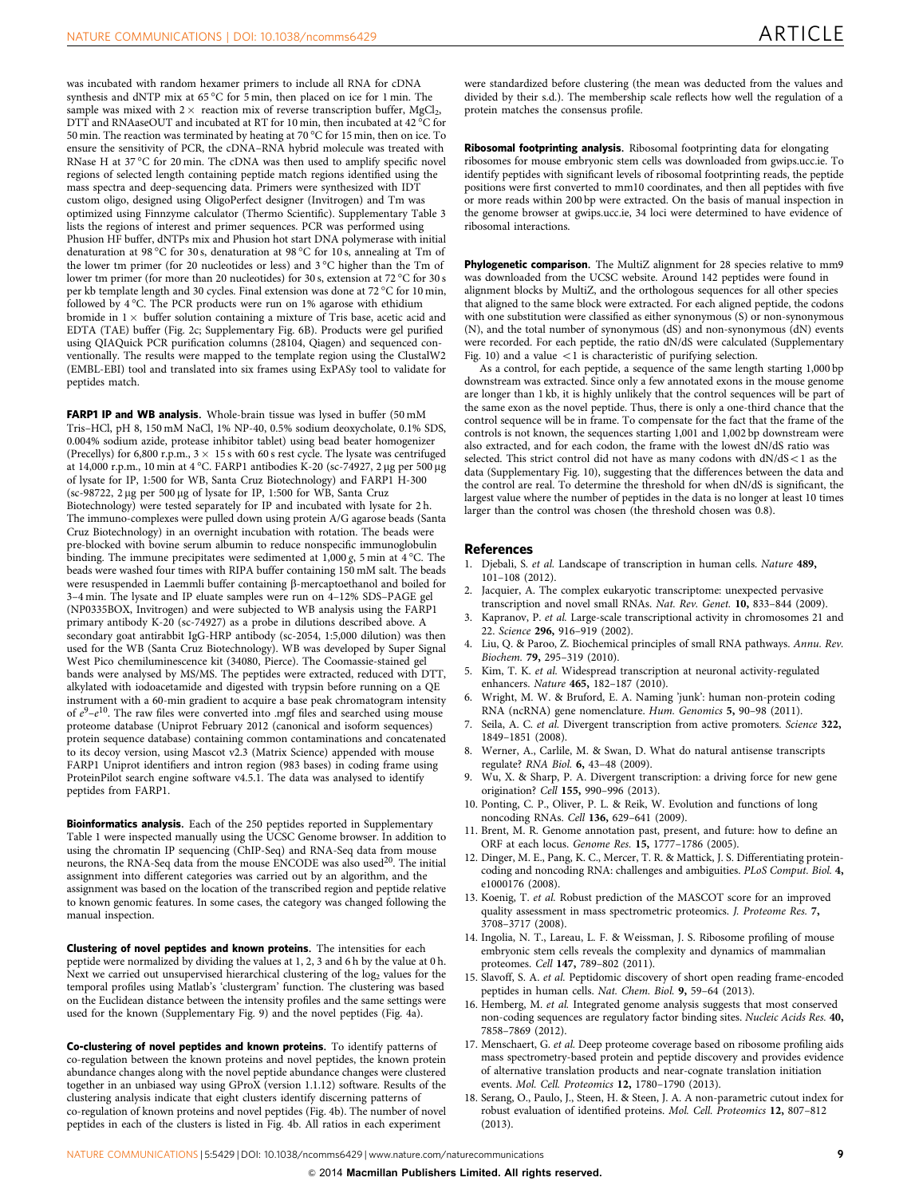was incubated with random hexamer primers to include all RNA for cDNA synthesis and dNTP mix at 65 °C for 5 min, then placed on ice for 1 min. The sample was mixed with 2 × reaction mix of reverse transcription buffer, $MgCl_2$, DTT and RNAaseOUT and incubated at RT for 10 min, then incubated at 42 °C for 50 min. The reaction was terminated by heating at 70 °C for 15 min, then on ice. To ensure the sensitivity of PCR, the cDNA–RNA hybrid molecule was treated with RNase H at 37 °C for 20 min. The cDNA was then used to amplify specific novel regions of selected length containing peptide match regions identified using the mass spectra and deep-sequencing data. Primers were synthesized with IDT custom oligo, designed using OligoPerfect designer (Invitrogen) and Tm was optimized using Finnzyme calculator (Thermo Scientific). Supplementary Table 3 lists the regions of interest and primer sequences. PCR was performed using Phusion HF buffer, dNTPs mix and Phusion hot start DNA polymerase with initial denaturation at 98 °C for 30 s, denaturation at 98 °C for 10 s, annealing at Tm of the lower tm primer (for 20 nucleotides or less) and 3 °C higher than the Tm of lower tm primer (for more than 20 nucleotides) for 30 s, extension at 72 °C for 30 s per kb template length and 30 cycles. Final extension was done at 72 °C for 10 min, followed by 4 °C. The PCR products were run on 1% agarose with ethidium bromide in 1 × buffer solution containing a mixture of Tris base, acetic acid and EDTA (TAE) buffer (Fig. 2c; Supplementary Fig. 6B). Products were gel purified using QIAQuick PCR purification columns (28104, Qiagen) and sequenced conventionally. The results were mapped to the template region using the ClustalW2 (EMBL-EBI) tool and translated into six frames using ExPASy tool to validate for peptides match.

**FARP1 IP and WB analysis.** Whole-brain tissue was lysed in buffer (50 mM Tris–HCl, pH 8, 150 mM NaCl, 1% NP-40, 0.5% sodium deoxycholate, 0.1% SDS, 0.004% sodium azide, protease inhibitor tablet) using bead beater homogenizer (Precellys) for 6,800 r.p.m., 3 × 15 s with 60 s rest cycle. The lysate was centrifuged at 14,000 r.p.m., 10 min at 4 °C. FARP1 antibodies K-20 (sc-74927, 2 μg per 500 μg of lysate for IP, 1:500 for WB, Santa Cruz Biotechnology) and FARP1 H-300 (sc-98722, 2 μg per 500 μg of lysate for IP, 1:500 for WB, Santa Cruz Biotechnology) were tested separately for IP and incubated with lysate for 2 h. The immuno-complexes were pulled down using protein A/G agarose beads (Santa Cruz Biotechnology) in an overnight incubation with rotation. The beads were pre-blocked with bovine serum albumin to reduce nonspecific immunoglobulin binding. The immune precipitates were sedimented at 1,000 *g*, 5 min at 4 °C. The beads were washed four times with RIPA buffer containing 150 mM salt. The beads were resuspended in Laemmli buffer containing β-mercaptoethanol and boiled for 3–4 min. The lysate and IP eluate samples were run on 4–12% SDS–PAGE gel (NP0335BOX, Invitrogen) and were subjected to WB analysis using the FARP1 primary antibody K-20 (sc-74927) as a probe in dilutions described above. A secondary goat antirabbit IgG-HRP antibody (sc-2054, 1:5,000 dilution) was then used for the WB (Santa Cruz Biotechnology). WB was developed by Super Signal West Pico chemiluminescence kit (34080, Pierce). The Coomassie-stained gel bands were analysed by MS/MS. The peptides were extracted, reduced with DTT, alkylated with iodoacetamide and digested with trypsin before running on a QE instrument with a 60-min gradient to acquire a base peak chromatogram intensity of $e^9$–$e^{10}$. The raw files were converted into .mgf files and searched using mouse proteome database (Uniprot February 2012 (canonical and isoform sequences) protein sequence database) containing common contaminations and concatenated to its decoy version, using Mascot v2.3 (Matrix Science) appended with mouse FARP1 Uniprot identifiers and intron region (983 bases) in coding frame using ProteinPilot search engine software v4.5.1. The data was analysed to identify peptides from FARP1.

**Bioinformatics analysis.** Each of the 250 peptides reported in Supplementary Table 1 were inspected manually using the UCSC Genome browser. In addition to using the chromatin IP sequencing (ChIP-Seq) and RNA-Seq data from mouse neurons, the RNA-Seq data from the mouse ENCODE was also used[20]. The initial assignment into different categories was carried out by an algorithm, and the assignment was based on the location of the transcribed region and peptide relative to known genomic features. In some cases, the category was changed following the manual inspection.

**Clustering of novel peptides and known proteins.** The intensities for each peptide were normalized by dividing the values at 1, 2, 3 and 6 h by the value at 0 h. Next we carried out unsupervised hierarchical clustering of the $\log_2$ values for the temporal profiles using Matlab's 'clustergram' function. The clustering was based on the Euclidean distance between the intensity profiles and the same settings were used for the known (Supplementary Fig. 9) and the novel peptides (Fig. 4a).

**Co-clustering of novel peptides and known proteins.** To identify patterns of co-regulation between the known proteins and novel peptides, the known protein abundance changes along with the novel peptide abundance changes were clustered together in an unbiased way using GProX (version 1.1.12) software. Results of the clustering analysis indicate that eight clusters identify discerning patterns of co-regulation of known proteins and novel peptides (Fig. 4b). The number of novel peptides in each of the clusters is listed in Fig. 4b. All ratios in each experiment were standardized before clustering (the mean was deducted from the values and divided by their s.d.). The membership scale reflects how well the regulation of a protein matches the consensus profile.

**Ribosomal footprinting analysis.** Ribosomal footprinting data for elongating ribosomes for mouse embryonic stem cells was downloaded from gwips.ucc.ie. To identify peptides with significant levels of ribosomal footprinting reads, the peptide positions were first converted to mm10 coordinates, and then all peptides with five or more reads within 200 bp were extracted. On the basis of manual inspection in the genome browser at gwips.ucc.ie, 34 loci were determined to have evidence of ribosomal interactions.

**Phylogenetic comparison.** The MultiZ alignment for 28 species relative to mm9 was downloaded from the UCSC website. Around 142 peptides were found in alignment blocks by MultiZ, and the orthologous sequences for all other species that aligned to the same block were extracted. For each aligned peptide, the codons with one substitution were classified as either synonymous (S) or non-synonymous (N), and the total number of synonymous (dS) and non-synonymous (dN) events were recorded. For each peptide, the ratio dN/dS were calculated (Supplementary Fig. 10) and a value $<1$ is characteristic of purifying selection.

As a control, for each peptide, a sequence of the same length starting 1,000 bp downstream was extracted. Since only a few annotated exons in the mouse genome are longer than 1 kb, it is highly unlikely that the control sequences will be part of the same exon as the novel peptide. Thus, there is only a one-third chance that the control sequence will be in frame. To compensate for the fact that the frame of the controls is not known, the sequences starting 1,001 and 1,002 bp downstream were also extracted, and for each codon, the frame with the lowest dN/dS ratio was selected. This strict control did not have as many codons with dN/dS $<1$ as the data (Supplementary Fig. 10), suggesting that the differences between the data and the control are real. To determine the threshold for when dN/dS is significant, the largest value where the number of peptides in the data is no longer at least 10 times larger than the control was chosen (the threshold chosen was 0.8).

## References

1. Djebali, S. *et al.* Landscape of transcription in human cells. *Nature* **489,** 101–108 (2012).
2. Jacquier, A. The complex eukaryotic transcriptome: unexpected pervasive transcription and novel small RNAs. *Nat. Rev. Genet.* **10,** 833–844 (2009).
3. Kapranov, P. *et al.* Large-scale transcriptional activity in chromosomes 21 and 22. *Science* **296,** 916–919 (2002).
4. Liu, Q. & Paroo, Z. Biochemical principles of small RNA pathways. *Annu. Rev. Biochem.* **79,** 295–319 (2010).
5. Kim, T. K. *et al.* Widespread transcription at neuronal activity-regulated enhancers. *Nature* **465,** 182–187 (2010).
6. Wright, M. W. & Bruford, E. A. Naming 'junk': human non-protein coding RNA (ncRNA) gene nomenclature. *Hum. Genomics* **5,** 90–98 (2011).
7. Seila, A. C. *et al.* Divergent transcription from active promoters. *Science* **322,** 1849–1851 (2008).
8. Werner, A., Carlile, M. & Swan, D. What do natural antisense transcripts regulate? *RNA Biol.* **6,** 43–48 (2009).
9. Wu, X. & Sharp, P. A. Divergent transcription: a driving force for new gene origination? *Cell* **155,** 990–996 (2013).
10. Ponting, C. P., Oliver, P. L. & Reik, W. Evolution and functions of long noncoding RNAs. *Cell* **136,** 629–641 (2009).
11. Brent, M. R. Genome annotation past, present, and future: how to define an ORF at each locus. *Genome Res.* **15,** 1777–1786 (2005).
12. Dinger, M. E., Pang, K. C., Mercer, T. R. & Mattick, J. S. Differentiating protein-coding and noncoding RNA: challenges and ambiguities. *PLoS Comput. Biol.* **4,** e1000176 (2008).
13. Koenig, T. *et al.* Robust prediction of the MASCOT score for an improved quality assessment in mass spectrometric proteomics. *J. Proteome Res.* **7,** 3708–3717 (2008).
14. Ingolia, N. T., Lareau, L. F. & Weissman, J. S. Ribosome profiling of mouse embryonic stem cells reveals the complexity and dynamics of mammalian proteomes. *Cell* **147,** 789–802 (2011).
15. Slavoff, S. A. *et al.* Peptidomic discovery of short open reading frame-encoded peptides in human cells. *Nat. Chem. Biol.* **9,** 59–64 (2013).
16. Hemberg, M. *et al.* Integrated genome analysis suggests that most conserved non-coding sequences are regulatory factor binding sites. *Nucleic Acids Res.* **40,** 7858–7869 (2012).
17. Menschaert, G. *et al.* Deep proteome coverage based on ribosome profiling aids mass spectrometry-based protein and peptide discovery and provides evidence of alternative translation products and near-cognate translation initiation events. *Mol. Cell. Proteomics* **12,** 1780–1790 (2013).
18. Serang, O., Paulo, J., Steen, H. & Steen, J. A. A non-parametric cutout index for robust evaluation of identified proteins. *Mol. Cell. Proteomics* **12,** 807–812 (2013).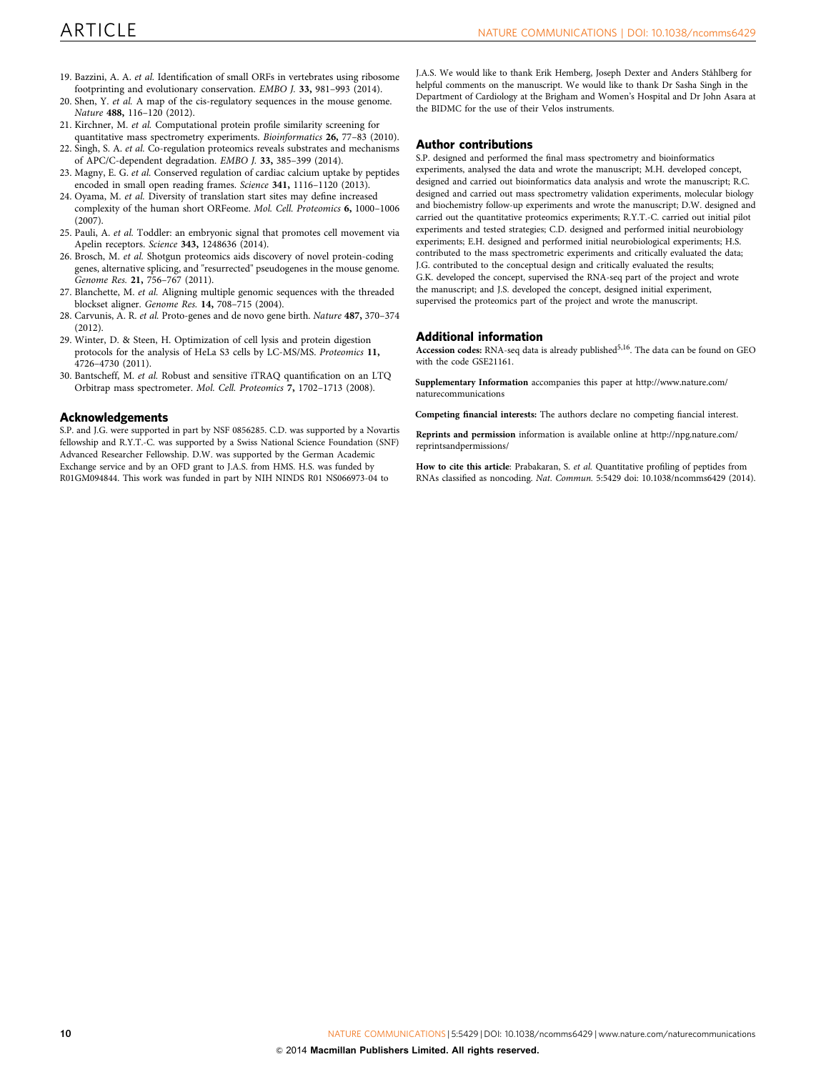19. Bazzini, A. A. *et al.* Identification of small ORFs in vertebrates using ribosome footprinting and evolutionary conservation. *EMBO J.* **33,** 981–993 (2014).
20. Shen, Y. *et al.* A map of the cis-regulatory sequences in the mouse genome. *Nature* **488,** 116–120 (2012).
21. Kirchner, M. *et al.* Computational protein profile similarity screening for quantitative mass spectrometry experiments. *Bioinformatics* **26,** 77–83 (2010).
22. Singh, S. A. *et al.* Co-regulation proteomics reveals substrates and mechanisms of APC/C-dependent degradation. *EMBO J.* **33,** 385–399 (2014).
23. Magny, E. G. *et al.* Conserved regulation of cardiac calcium uptake by peptides encoded in small open reading frames. *Science* **341,** 1116–1120 (2013).
24. Oyama, M. *et al.* Diversity of translation start sites may define increased complexity of the human short ORFeome. *Mol. Cell. Proteomics* **6,** 1000–1006 (2007).
25. Pauli, A. *et al.* Toddler: an embryonic signal that promotes cell movement via Apelin receptors. *Science* **343,** 1248636 (2014).
26. Brosch, M. *et al.* Shotgun proteomics aids discovery of novel protein-coding genes, alternative splicing, and "resurrected" pseudogenes in the mouse genome. *Genome Res.* **21,** 756–767 (2011).
27. Blanchette, M. *et al.* Aligning multiple genomic sequences with the threaded blockset aligner. *Genome Res.* **14,** 708–715 (2004).
28. Carvunis, A. R. *et al.* Proto-genes and de novo gene birth. *Nature* **487,** 370–374 (2012).
29. Winter, D. & Steen, H. Optimization of cell lysis and protein digestion protocols for the analysis of HeLa S3 cells by LC-MS/MS. *Proteomics* **11,** 4726–4730 (2011).
30. Bantscheff, M. *et al.* Robust and sensitive iTRAQ quantification on an LTQ Orbitrap mass spectrometer. *Mol. Cell. Proteomics* **7,** 1702–1713 (2008).

## Acknowledgements

S.P. and J.G. were supported in part by NSF 0856285. C.D. was supported by a Novartis fellowship and R.Y.T.-C. was supported by a Swiss National Science Foundation (SNF) Advanced Researcher Fellowship. D.W. was supported by the German Academic Exchange service and by an OFD grant to J.A.S. from HMS. H.S. was funded by R01GM094844. This work was funded in part by NIH NINDS R01 NS066973-04 to J.A.S. We would like to thank Erik Hemberg, Joseph Dexter and Anders Ståhlberg for helpful comments on the manuscript. We would like to thank Dr Sasha Singh in the Department of Cardiology at the Brigham and Women's Hospital and Dr John Asara at the BIDMC for the use of their Velos instruments.

## Author contributions

S.P. designed and performed the final mass spectrometry and bioinformatics experiments, analysed the data and wrote the manuscript; M.H. developed concept, designed and carried out bioinformatics data analysis and wrote the manuscript; R.C. designed and carried out mass spectrometry validation experiments, molecular biology and biochemistry follow-up experiments and wrote the manuscript; D.W. designed and carried out the quantitative proteomics experiments; R.Y.T.-C. carried out initial pilot experiments and tested strategies; C.D. designed and performed initial neurobiology experiments; E.H. designed and performed initial neurobiological experiments; H.S. contributed to the mass spectrometric experiments and critically evaluated the data; J.G. contributed to the conceptual design and critically evaluated the results; G.K. developed the concept, supervised the RNA-seq part of the project and wrote the manuscript; and J.S. developed the concept, designed initial experiment, supervised the proteomics part of the project and wrote the manuscript.

## Additional information

**Accession codes:** RNA-seq data is already published[5,16]. The data can be found on GEO with the code GSE21161.

**Supplementary Information** accompanies this paper at http://www.nature.com/naturecommunications

**Competing financial interests:** The authors declare no competing fiancial interest.

**Reprints and permission** information is available online at http://npg.nature.com/reprintsandpermissions/

**How to cite this article**: Prabakaran, S. *et al.* Quantitative profiling of peptides from RNAs classified as noncoding. *Nat. Commun.* 5:5429 doi: 10.1038/ncomms6429 (2014).